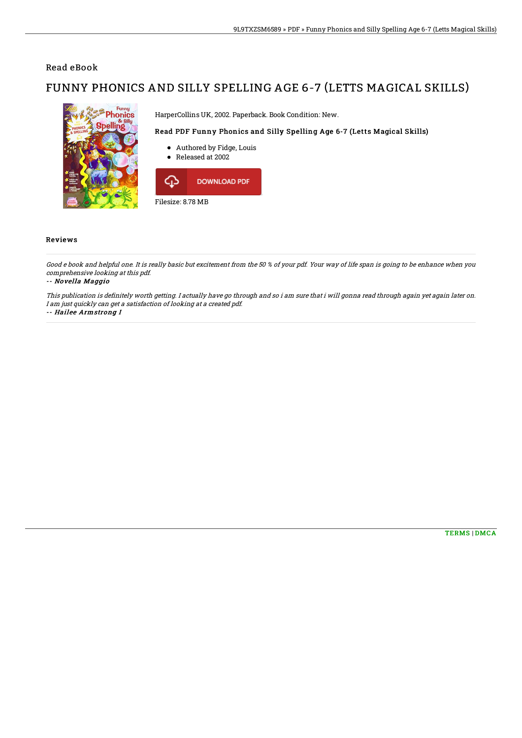Read eBook

# FUNNY PHONICS AND SILLY SPELLING AGE 6-7 (LETTS MAGICAL SKILLS)

HarperCollins UK, 2002. Paperback. Book Condition: New.

### Read PDF Funny Phonics and Silly Spelling Age 6-7 (Letts Magical Skills)

- Authored by Fidge, Louis
- Released at 2002

DOWNLOAD PDF

Filesize: 8.78 MB

## Reviews

*Good e book and helpful one. It is really basic but excitement from the 50 % of your pdf. Your way of life span is going to be enhance when you comprehensive looking at this pdf.*

-- ***Novella Maggio***

*This publication is definitely worth getting. I actually have go through and so i am sure that i will gonna read through again yet again later on. I am just quickly can get a satisfaction of looking at a created pdf.*

-- ***Hailee Armstrong I***

TERMS | DMCA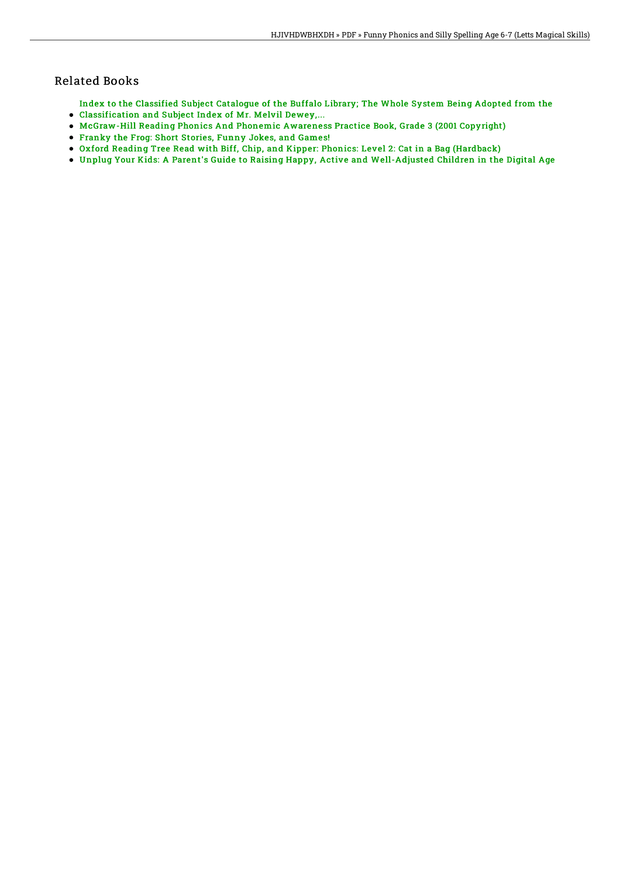## Related Books

- Index to the Classified Subject Catalogue of the Buffalo Library; The Whole System Being Adopted from the Classification and Subject Index of Mr. Melvil Dewey,...
- McGraw-Hill Reading Phonics And Phonemic Awareness Practice Book, Grade 3 (2001 Copyright)
- Franky the Frog: Short Stories, Funny Jokes, and Games!
- Oxford Reading Tree Read with Biff, Chip, and Kipper: Phonics: Level 2: Cat in a Bag (Hardback)
- Unplug Your Kids: A Parent's Guide to Raising Happy, Active and Well-Adjusted Children in the Digital Age